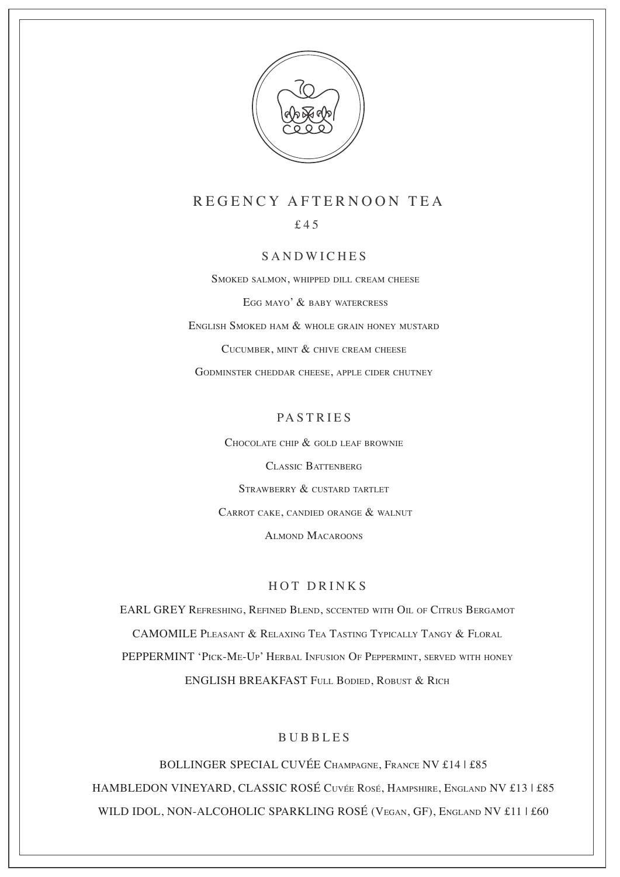# REGENCY AFTERNOON TEA

£45

## SANDWICHES

Smoked salmon, whipped dill cream cheese

Egg mayo' & baby watercress

English Smoked ham & whole grain honey mustard

Cucumber, mint & chive cream cheese

Godminster cheddar cheese, apple cider chutney

## PASTRIES

Chocolate chip & gold leaf brownie

Classic Battenberg

Strawberry & custard tartlet

Carrot cake, candied orange & walnut

Almond Macaroons

## HOT DRINKS

EARL GREY Refreshing, Refined Blend, sccented with Oil of Citrus Bergamot

CAMOMILE Pleasant & Relaxing Tea Tasting Typically Tangy & Floral

PEPPERMINT 'Pick-Me-Up' Herbal Infusion Of Peppermint, served with honey

ENGLISH BREAKFAST Full Bodied, Robust & Rich

## BUBBLES

BOLLINGER SPECIAL CUVÉE Champagne, France NV £14 | £85

HAMBLEDON VINEYARD, CLASSIC ROSÉ Cuvée Rosé, Hampshire, England NV £13 | £85

WILD IDOL, NON-ALCOHOLIC SPARKLING ROSÉ (Vegan, GF), England NV £11 | £60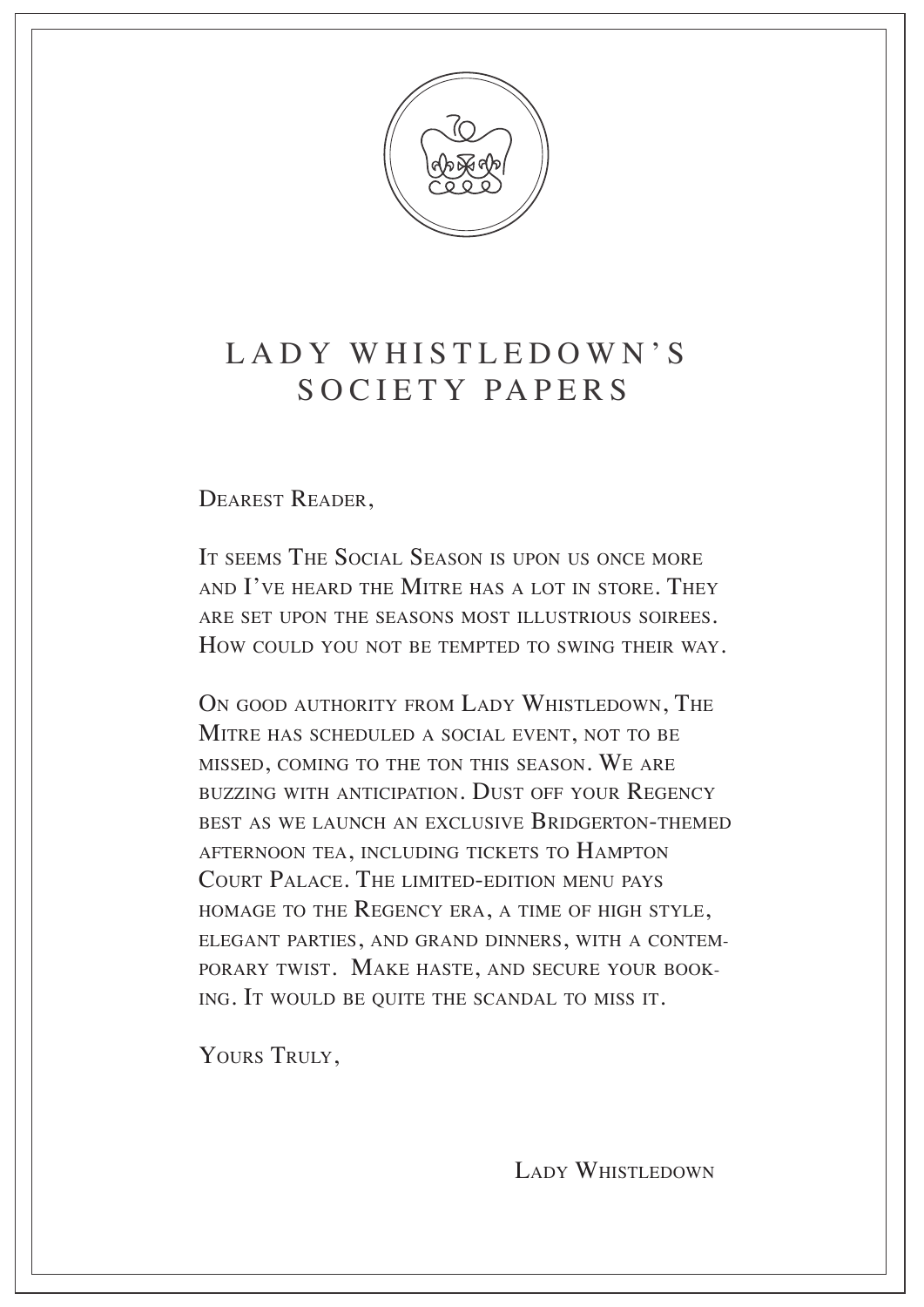# LADY WHISTLEDOWN'S SOCIETY PAPERS

Dearest Reader,

It seems The Social Season is upon us once more and I've heard the Mitre has a lot in store. They are set upon the seasons most illustrious soirees. How could you not be tempted to swing their way.

On good authority from Lady Whistledown, The Mitre has scheduled a social event, not to be missed, coming to the ton this season. We are buzzing with anticipation. Dust off your Regency best as we launch an exclusive Bridgerton-themed afternoon tea, including tickets to Hampton Court Palace. The limited-edition menu pays homage to the Regency era, a time of high style, elegant parties, and grand dinners, with a contemporary twist. Make haste, and secure your booking. It would be quite the scandal to miss it.

Yours Truly,

Lady Whistledown